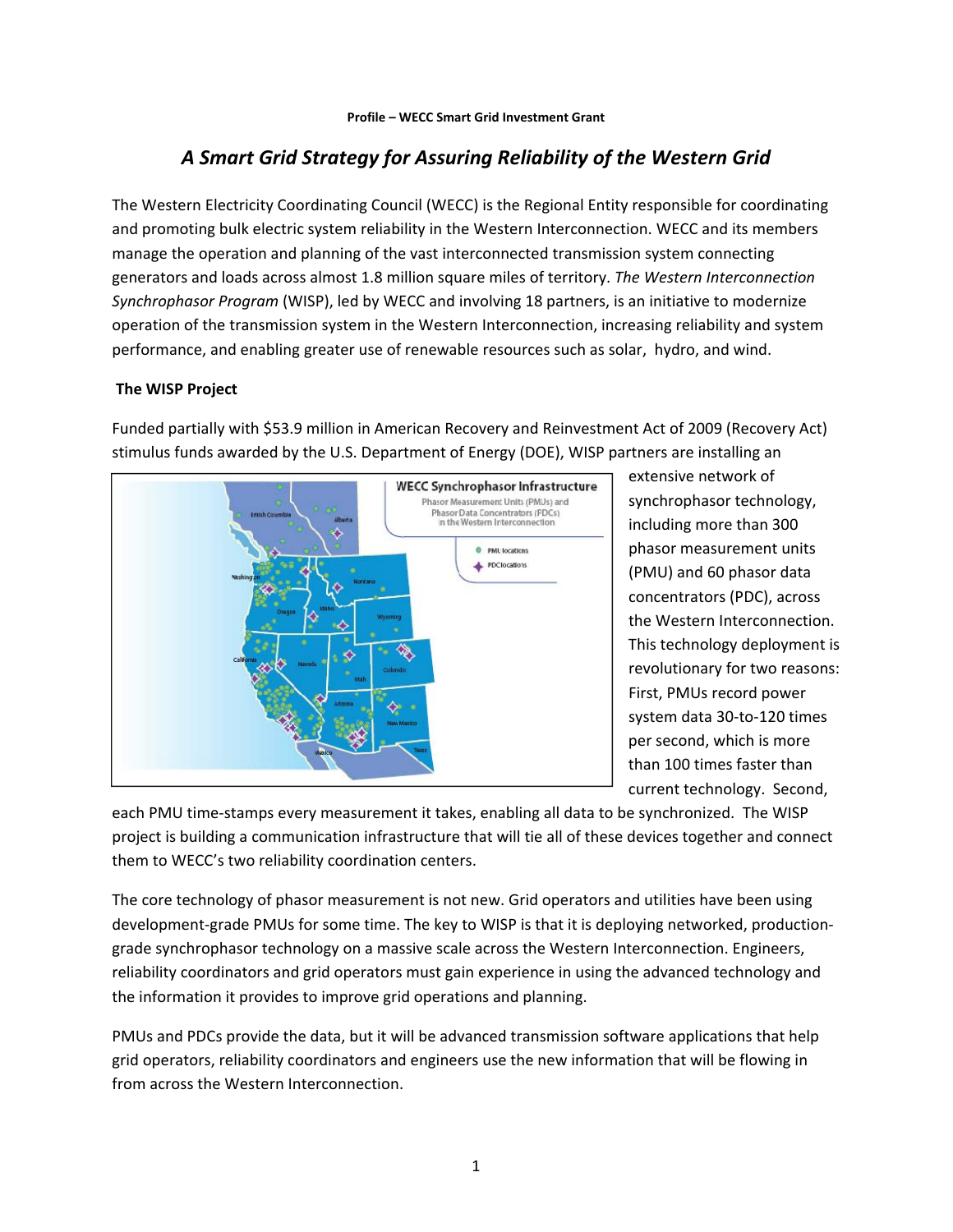**Profile – WECC Smart Grid Investment Grant**

# *A Smart Grid Strategy for Assuring Reliability of the Western Grid*

The Western Electricity Coordinating Council (WECC) is the Regional Entity responsible for coordinating and promoting bulk electric system reliability in the Western Interconnection. WECC and its members manage the operation and planning of the vast interconnected transmission system connecting generators and loads across almost 1.8 million square miles of territory. *The Western Interconnection Synchrophasor Program* (WISP), led by WECC and involving 18 partners, is an initiative to modernize operation of the transmission system in the Western Interconnection, increasing reliability and system performance, and enabling greater use of renewable resources such as solar, hydro, and wind.

## The WISP Project

Funded partially with $53.9 million in American Recovery and Reinvestment Act of 2009 (Recovery Act) stimulus funds awarded by the U.S. Department of Energy (DOE), WISP partners are installing an extensive network of synchrophasor technology, including more than 300 phasor measurement units (PMU) and 60 phasor data concentrators (PDC), across the Western Interconnection. This technology deployment is revolutionary for two reasons: First, PMUs record power system data 30-to-120 times per second, which is more than 100 times faster than current technology. Second, each PMU time-stamps every measurement it takes, enabling all data to be synchronized. The WISP project is building a communication infrastructure that will tie all of these devices together and connect them to WECC's two reliability coordination centers.

The core technology of phasor measurement is not new. Grid operators and utilities have been using development-grade PMUs for some time. The key to WISP is that it is deploying networked, production-grade synchrophasor technology on a massive scale across the Western Interconnection. Engineers, reliability coordinators and grid operators must gain experience in using the advanced technology and the information it provides to improve grid operations and planning.

PMUs and PDCs provide the data, but it will be advanced transmission software applications that help grid operators, reliability coordinators and engineers use the new information that will be flowing in from across the Western Interconnection.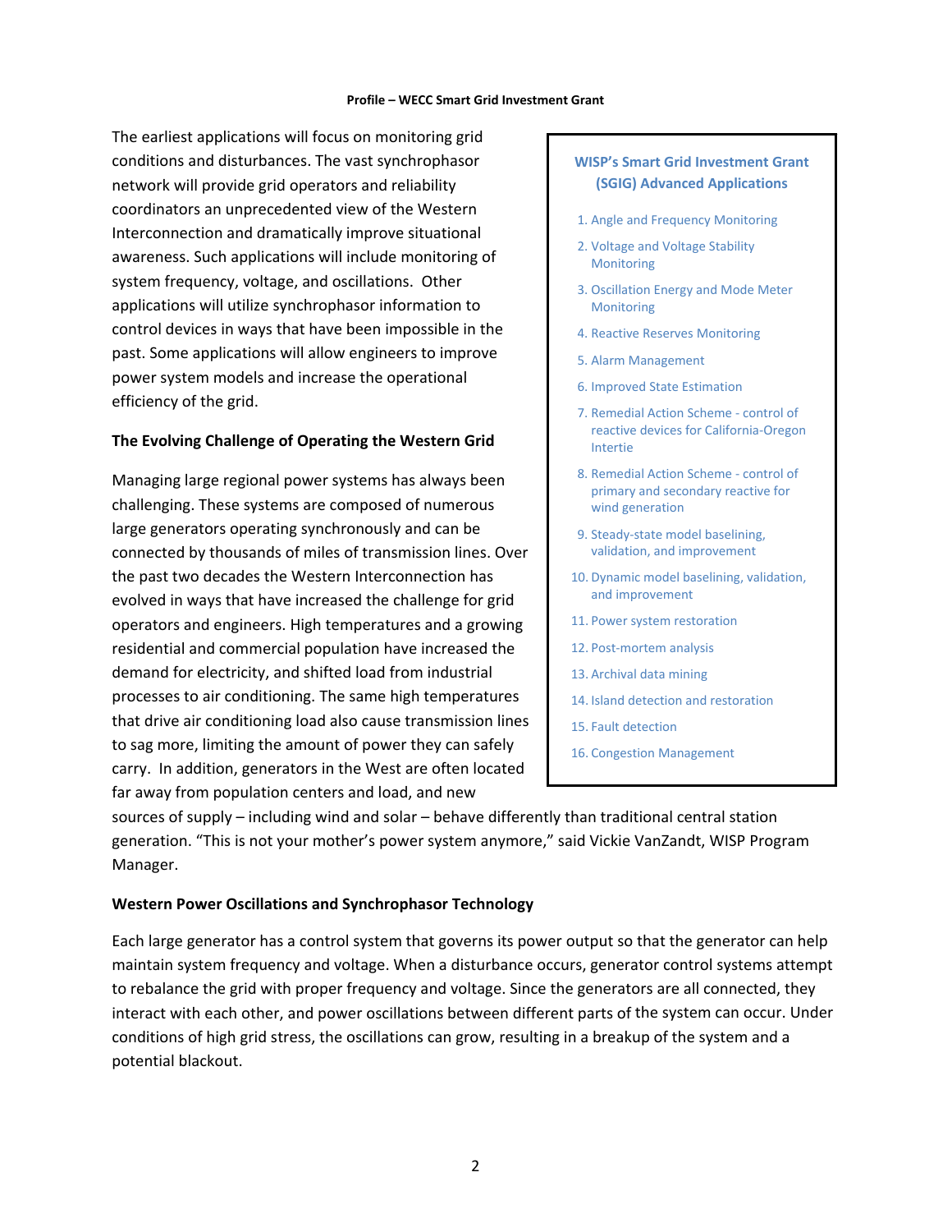The earliest applications will focus on monitoring grid conditions and disturbances. The vast synchrophasor network will provide grid operators and reliability coordinators an unprecedented view of the Western Interconnection and dramatically improve situational awareness. Such applications will include monitoring of system frequency, voltage, and oscillations. Other applications will utilize synchrophasor information to control devices in ways that have been impossible in the past. Some applications will allow engineers to improve power system models and increase the operational efficiency of the grid.

> **WISP's Smart Grid Investment Grant (SGIG) Advanced Applications**
>
> 1. Angle and Frequency Monitoring
> 2. Voltage and Voltage Stability Monitoring
> 3. Oscillation Energy and Mode Meter Monitoring
> 4. Reactive Reserves Monitoring
> 5. Alarm Management
> 6. Improved State Estimation
> 7. Remedial Action Scheme - control of reactive devices for California-Oregon Intertie
> 8. Remedial Action Scheme - control of primary and secondary reactive for wind generation
> 9. Steady-state model baselining, validation, and improvement
> 10. Dynamic model baselining, validation, and improvement
> 11. Power system restoration
> 12. Post-mortem analysis
> 13. Archival data mining
> 14. Island detection and restoration
> 15. Fault detection
> 16. Congestion Management

### The Evolving Challenge of Operating the Western Grid

Managing large regional power systems has always been challenging. These systems are composed of numerous large generators operating synchronously and can be connected by thousands of miles of transmission lines. Over the past two decades the Western Interconnection has evolved in ways that have increased the challenge for grid operators and engineers. High temperatures and a growing residential and commercial population have increased the demand for electricity, and shifted load from industrial processes to air conditioning. The same high temperatures that drive air conditioning load also cause transmission lines to sag more, limiting the amount of power they can safely carry. In addition, generators in the West are often located far away from population centers and load, and new sources of supply – including wind and solar – behave differently than traditional central station generation. "This is not your mother's power system anymore," said Vickie VanZandt, WISP Program Manager.

### Western Power Oscillations and Synchrophasor Technology

Each large generator has a control system that governs its power output so that the generator can help maintain system frequency and voltage. When a disturbance occurs, generator control systems attempt to rebalance the grid with proper frequency and voltage. Since the generators are all connected, they interact with each other, and power oscillations between different parts of the system can occur. Under conditions of high grid stress, the oscillations can grow, resulting in a breakup of the system and a potential blackout.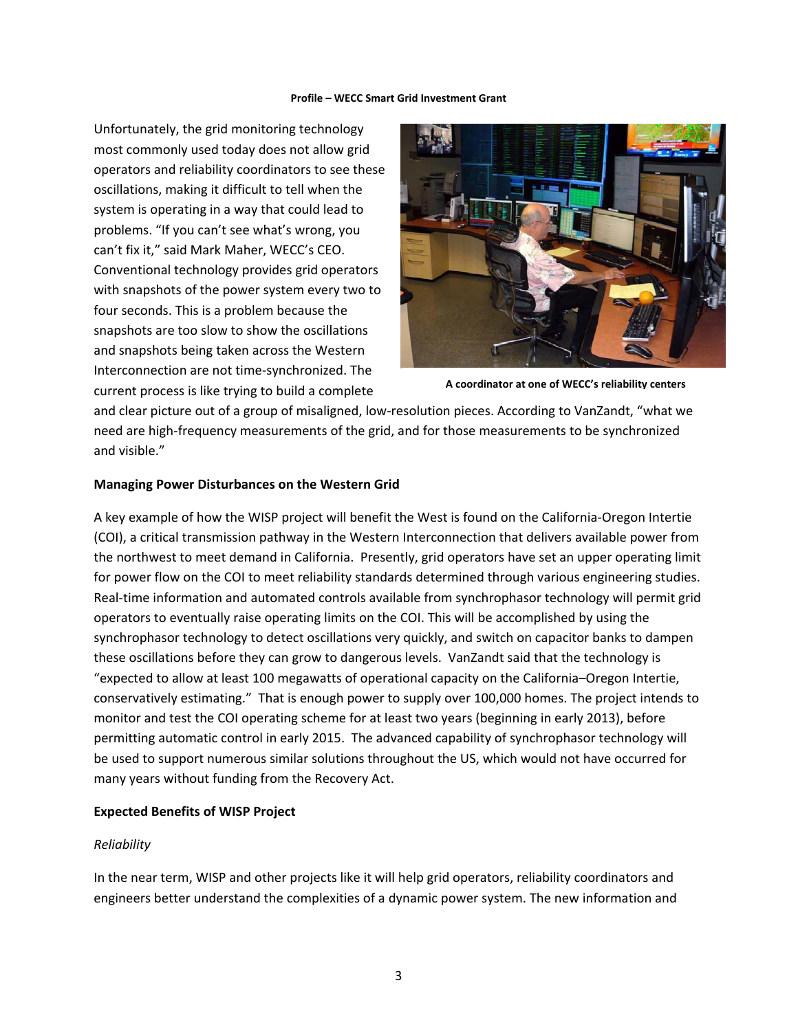Unfortunately, the grid monitoring technology most commonly used today does not allow grid operators and reliability coordinators to see these oscillations, making it difficult to tell when the system is operating in a way that could lead to problems. "If you can't see what's wrong, you can't fix it," said Mark Maher, WECC's CEO. Conventional technology provides grid operators with snapshots of the power system every two to four seconds. This is a problem because the snapshots are too slow to show the oscillations and snapshots being taken across the Western Interconnection are not time-synchronized. The current process is like trying to build a complete and clear picture out of a group of misaligned, low-resolution pieces. According to VanZandt, "what we need are high-frequency measurements of the grid, and for those measurements to be synchronized and visible."

**A coordinator at one of WECC's reliability centers**

**Managing Power Disturbances on the Western Grid**

A key example of how the WISP project will benefit the West is found on the California-Oregon Intertie (COI), a critical transmission pathway in the Western Interconnection that delivers available power from the northwest to meet demand in California. Presently, grid operators have set an upper operating limit for power flow on the COI to meet reliability standards determined through various engineering studies. Real-time information and automated controls available from synchrophasor technology will permit grid operators to eventually raise operating limits on the COI. This will be accomplished by using the synchrophasor technology to detect oscillations very quickly, and switch on capacitor banks to dampen these oscillations before they can grow to dangerous levels. VanZandt said that the technology is "expected to allow at least 100 megawatts of operational capacity on the California–Oregon Intertie, conservatively estimating." That is enough power to supply over 100,000 homes. The project intends to monitor and test the COI operating scheme for at least two years (beginning in early 2013), before permitting automatic control in early 2015. The advanced capability of synchrophasor technology will be used to support numerous similar solutions throughout the US, which would not have occurred for many years without funding from the Recovery Act.

**Expected Benefits of WISP Project**

*Reliability*

In the near term, WISP and other projects like it will help grid operators, reliability coordinators and engineers better understand the complexities of a dynamic power system. The new information and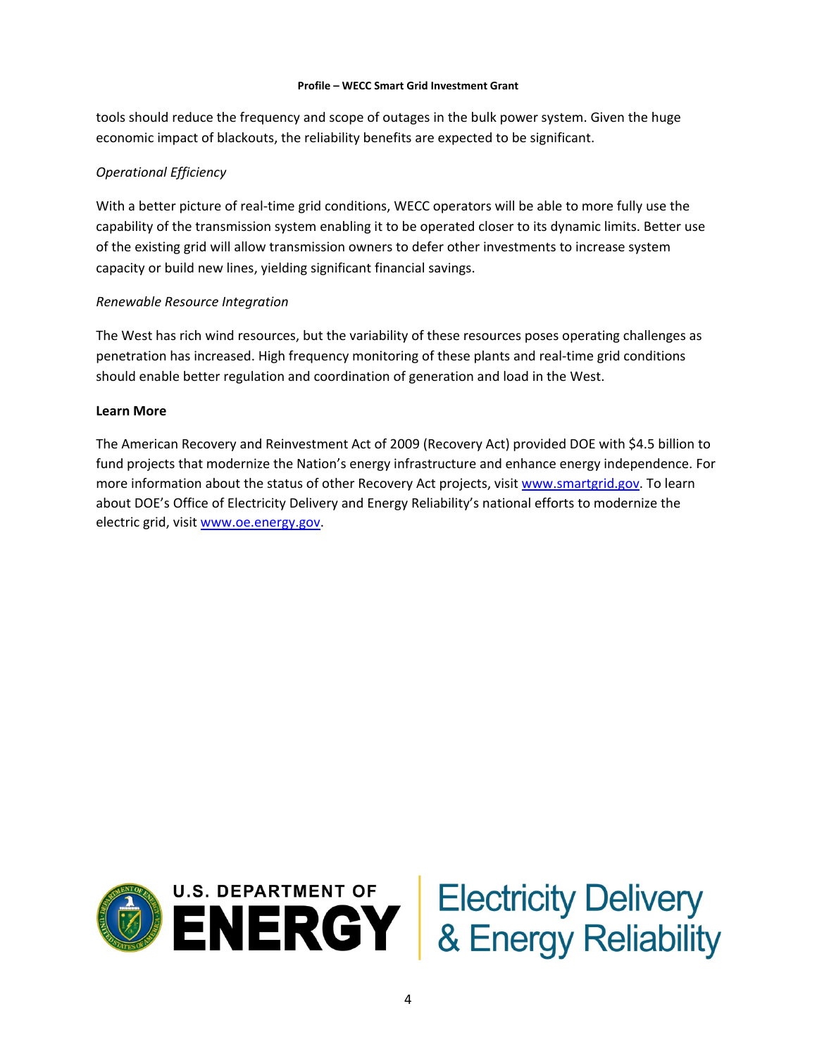tools should reduce the frequency and scope of outages in the bulk power system. Given the huge economic impact of blackouts, the reliability benefits are expected to be significant.

*Operational Efficiency*

With a better picture of real-time grid conditions, WECC operators will be able to more fully use the capability of the transmission system enabling it to be operated closer to its dynamic limits. Better use of the existing grid will allow transmission owners to defer other investments to increase system capacity or build new lines, yielding significant financial savings.

*Renewable Resource Integration*

The West has rich wind resources, but the variability of these resources poses operating challenges as penetration has increased. High frequency monitoring of these plants and real-time grid conditions should enable better regulation and coordination of generation and load in the West.

**Learn More**

The American Recovery and Reinvestment Act of 2009 (Recovery Act) provided DOE with $4.5 billion to fund projects that modernize the Nation's energy infrastructure and enhance energy independence. For more information about the status of other Recovery Act projects, visit www.smartgrid.gov. To learn about DOE's Office of Electricity Delivery and Energy Reliability's national efforts to modernize the electric grid, visit www.oe.energy.gov.

U.S. DEPARTMENT OF ENERGY | Electricity Delivery & Energy Reliability